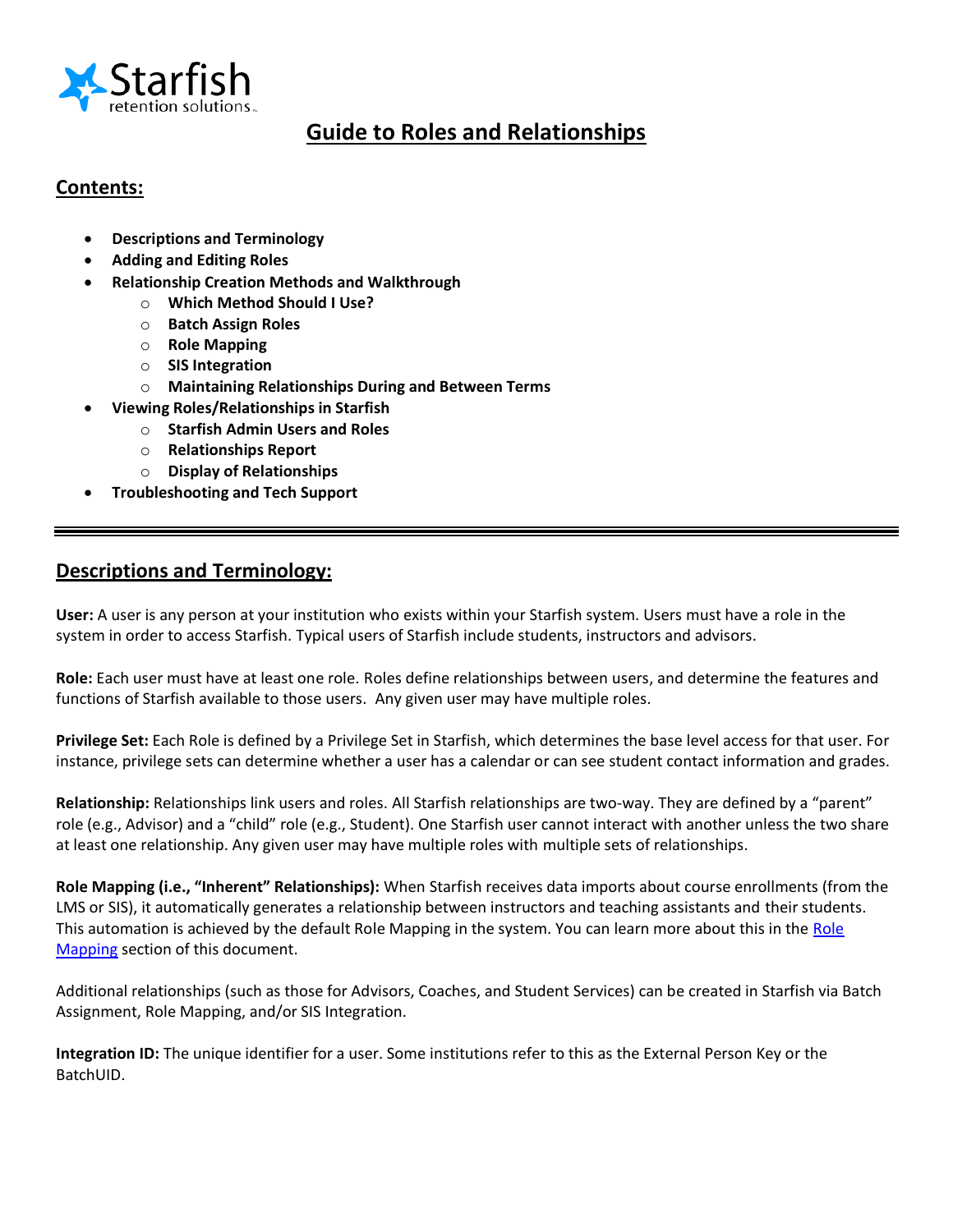# Guide to Roles and Relationships

## Contents:

- **Descriptions and Terminology**
- **Adding and Editing Roles**
- **Relationship Creation Methods and Walkthrough**
  - **Which Method Should I Use?**
  - **Batch Assign Roles**
  - **Role Mapping**
  - **SIS Integration**
  - **Maintaining Relationships During and Between Terms**
- **Viewing Roles/Relationships in Starfish**
  - **Starfish Admin Users and Roles**
  - **Relationships Report**
  - **Display of Relationships**
- **Troubleshooting and Tech Support**

---

## Descriptions and Terminology:

**User:** A user is any person at your institution who exists within your Starfish system. Users must have a role in the system in order to access Starfish. Typical users of Starfish include students, instructors and advisors.

**Role:** Each user must have at least one role. Roles define relationships between users, and determine the features and functions of Starfish available to those users. Any given user may have multiple roles.

**Privilege Set:** Each Role is defined by a Privilege Set in Starfish, which determines the base level access for that user. For instance, privilege sets can determine whether a user has a calendar or can see student contact information and grades.

**Relationship:** Relationships link users and roles. All Starfish relationships are two-way. They are defined by a "parent" role (e.g., Advisor) and a "child" role (e.g., Student). One Starfish user cannot interact with another unless the two share at least one relationship. Any given user may have multiple roles with multiple sets of relationships.

**Role Mapping (i.e., "Inherent" Relationships):** When Starfish receives data imports about course enrollments (from the LMS or SIS), it automatically generates a relationship between instructors and teaching assistants and their students. This automation is achieved by the default Role Mapping in the system. You can learn more about this in the Role Mapping section of this document.

Additional relationships (such as those for Advisors, Coaches, and Student Services) can be created in Starfish via Batch Assignment, Role Mapping, and/or SIS Integration.

**Integration ID:** The unique identifier for a user. Some institutions refer to this as the External Person Key or the BatchUID.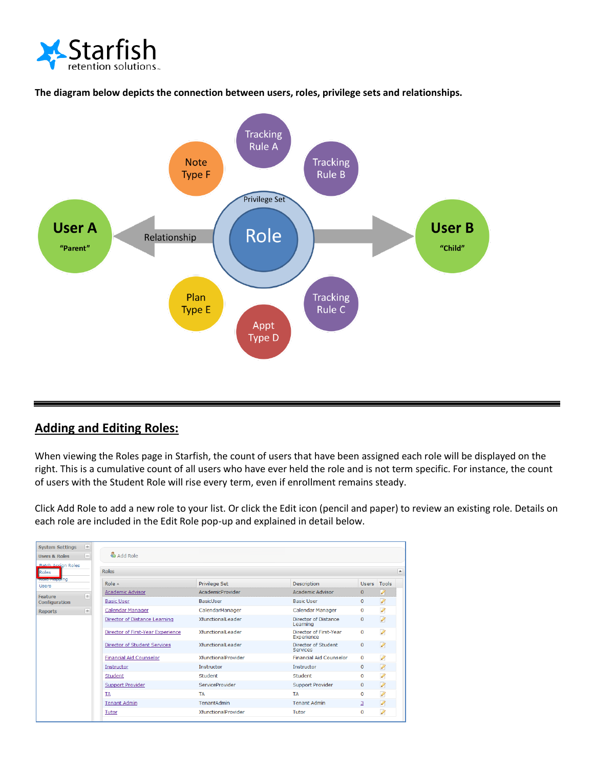**The diagram below depicts the connection between users, roles, privilege sets and relationships.**

## Adding and Editing Roles:

When viewing the Roles page in Starfish, the count of users that have been assigned each role will be displayed on the right. This is a cumulative count of all users who have ever held the role and is not term specific. For instance, the count of users with the Student Role will rise every term, even if enrollment remains steady.

Click Add Role to add a new role to your list. Or click the Edit icon (pencil and paper) to review an existing role. Details on each role are included in the Edit Role pop-up and explained in detail below.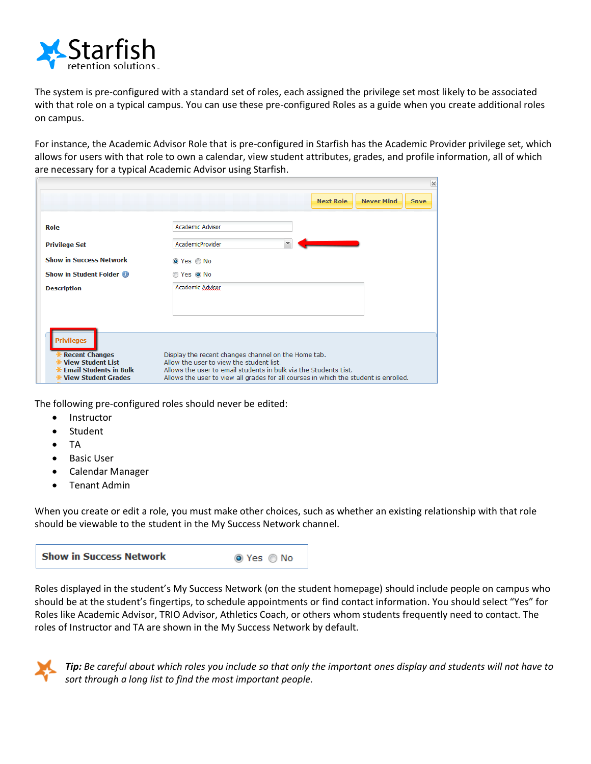The system is pre-configured with a standard set of roles, each assigned the privilege set most likely to be associated with that role on a typical campus. You can use these pre-configured Roles as a guide when you create additional roles on campus.

For instance, the Academic Advisor Role that is pre-configured in Starfish has the Academic Provider privilege set, which allows for users with that role to own a calendar, view student attributes, grades, and profile information, all of which are necessary for a typical Academic Advisor using Starfish.

The following pre-configured roles should never be edited:

- Instructor
- Student
- TA
- Basic User
- Calendar Manager
- Tenant Admin

When you create or edit a role, you must make other choices, such as whether an existing relationship with that role should be viewable to the student in the My Success Network channel.

Roles displayed in the student's My Success Network (on the student homepage) should include people on campus who should be at the student's fingertips, to schedule appointments or find contact information. You should select "Yes" for Roles like Academic Advisor, TRIO Advisor, Athletics Coach, or others whom students frequently need to contact. The roles of Instructor and TA are shown in the My Success Network by default.

***Tip:*** *Be careful about which roles you include so that only the important ones display and students will not have to sort through a long list to find the most important people.*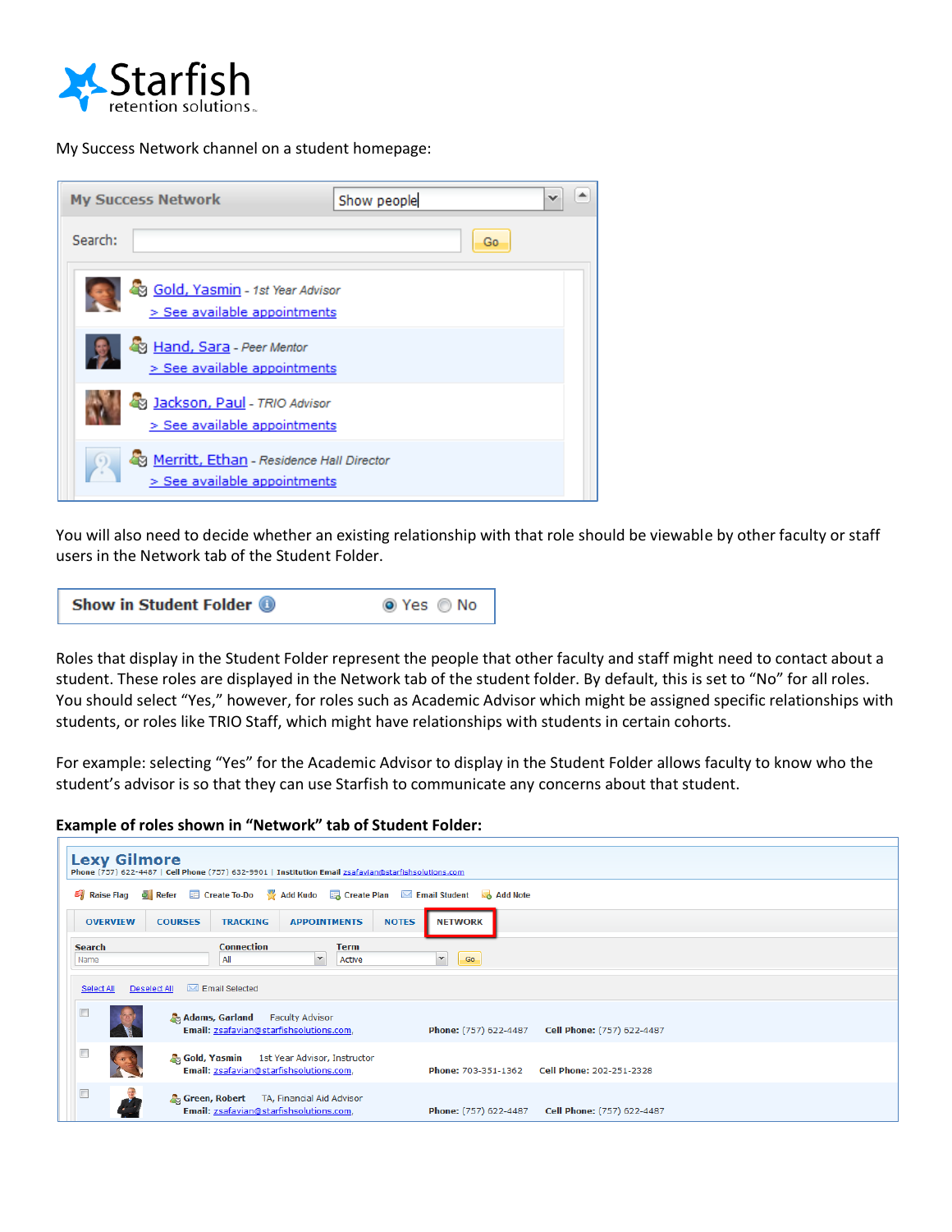My Success Network channel on a student homepage:

You will also need to decide whether an existing relationship with that role should be viewable by other faculty or staff users in the Network tab of the Student Folder.

Roles that display in the Student Folder represent the people that other faculty and staff might need to contact about a student. These roles are displayed in the Network tab of the student folder. By default, this is set to "No" for all roles. You should select "Yes," however, for roles such as Academic Advisor which might be assigned specific relationships with students, or roles like TRIO Staff, which might have relationships with students in certain cohorts.

For example: selecting "Yes" for the Academic Advisor to display in the Student Folder allows faculty to know who the student's advisor is so that they can use Starfish to communicate any concerns about that student.

**Example of roles shown in "Network" tab of Student Folder:**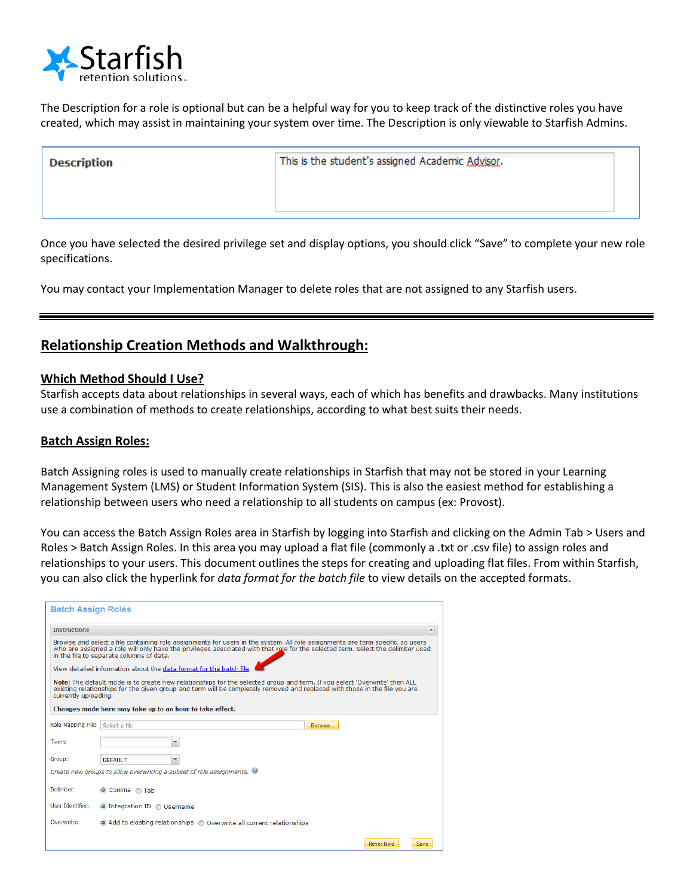The Description for a role is optional but can be a helpful way for you to keep track of the distinctive roles you have created, which may assist in maintaining your system over time. The Description is only viewable to Starfish Admins.

| **Description** | This is the student's assigned Academic Advisor. |
|---|---|

Once you have selected the desired privilege set and display options, you should click "Save" to complete your new role specifications.

You may contact your Implementation Manager to delete roles that are not assigned to any Starfish users.

---

## Relationship Creation Methods and Walkthrough:

### Which Method Should I Use?

Starfish accepts data about relationships in several ways, each of which has benefits and drawbacks. Many institutions use a combination of methods to create relationships, according to what best suits their needs.

### Batch Assign Roles:

Batch Assigning roles is used to manually create relationships in Starfish that may not be stored in your Learning Management System (LMS) or Student Information System (SIS). This is also the easiest method for establishing a relationship between users who need a relationship to all students on campus (ex: Provost).

You can access the Batch Assign Roles area in Starfish by logging into Starfish and clicking on the Admin Tab > Users and Roles > Batch Assign Roles. In this area you may upload a flat file (commonly a .txt or .csv file) to assign roles and relationships to your users. This document outlines the steps for creating and uploading flat files. From within Starfish, you can also click the hyperlink for *data format for the batch file* to view details on the accepted formats.

**Batch Assign Roles**

Instructions

Browse and select a file containing role assignments for users in the system. All role assignments are term specific, so users who are assigned a role will only have the privileges associated with that role for the selected term. Select the delimiter used in the file to separate columns of data.

View detailed information about the data format for the batch file.

**Note:** The default mode is to create new relationships for the selected group and term. If you select 'Overwrite' then ALL existing relationships for the given group and term will be completely removed and replaced with those in the file you are currently uploading.

**Changes made here may take up to an hour to take effect.**

Role Mapping File: Select a file [Browse...]

Term:

Group: DEFAULT

*Create new groups to allow overwriting a subset of role assignments.*

Delimiter: (•) Comma ( ) Tab

User Identifier: (•) Integration ID ( ) Username

Overwrite: (•) Add to existing relationships ( ) Overwrite all current relationships

[Never Mind] [Save]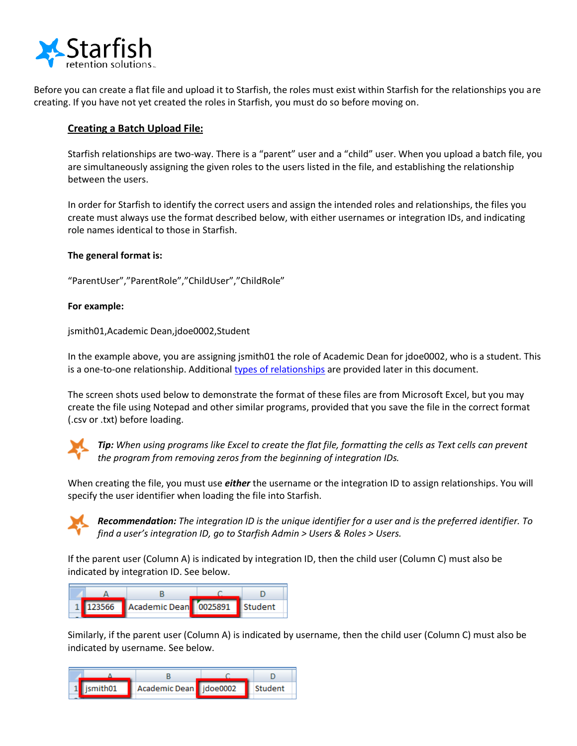Before you can create a flat file and upload it to Starfish, the roles must exist within Starfish for the relationships you are creating. If you have not yet created the roles in Starfish, you must do so before moving on.

## Creating a Batch Upload File:

Starfish relationships are two-way. There is a "parent" user and a "child" user. When you upload a batch file, you are simultaneously assigning the given roles to the users listed in the file, and establishing the relationship between the users.

In order for Starfish to identify the correct users and assign the intended roles and relationships, the files you create must always use the format described below, with either usernames or integration IDs, and indicating role names identical to those in Starfish.

**The general format is:**

"ParentUser","ParentRole","ChildUser","ChildRole"

**For example:**

jsmith01,Academic Dean,jdoe0002,Student

In the example above, you are assigning jsmith01 the role of Academic Dean for jdoe0002, who is a student. This is a one-to-one relationship. Additional types of relationships are provided later in this document.

The screen shots used below to demonstrate the format of these files are from Microsoft Excel, but you may create the file using Notepad and other similar programs, provided that you save the file in the correct format (.csv or .txt) before loading.

***Tip:** When using programs like Excel to create the flat file, formatting the cells as Text cells can prevent the program from removing zeros from the beginning of integration IDs.*

When creating the file, you must use ***either*** the username or the integration ID to assign relationships. You will specify the user identifier when loading the file into Starfish.

***Recommendation:** The integration ID is the unique identifier for a user and is the preferred identifier. To find a user's integration ID, go to Starfish Admin > Users & Roles > Users.*

If the parent user (Column A) is indicated by integration ID, then the child user (Column C) must also be indicated by integration ID. See below.

| | A | B | C | D |
|---|---|---|---|---|
| 1 | 123566 | Academic Dean | 0025891 | Student |

Similarly, if the parent user (Column A) is indicated by username, then the child user (Column C) must also be indicated by username. See below.

| | A | B | C | D |
|---|---|---|---|---|
| 1 | jsmith01 | Academic Dean | jdoe0002 | Student |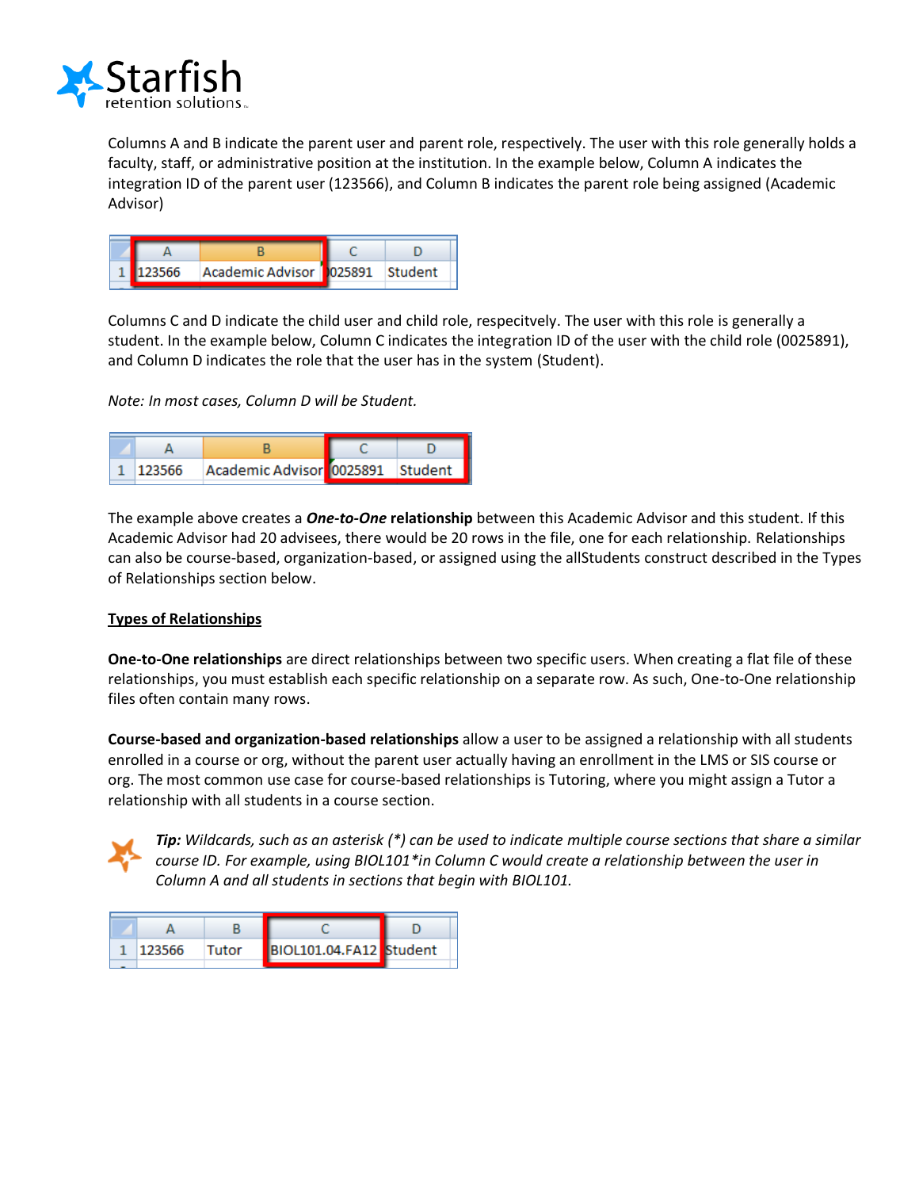Columns A and B indicate the parent user and parent role, respectively. The user with this role generally holds a faculty, staff, or administrative position at the institution. In the example below, Column A indicates the integration ID of the parent user (123566), and Column B indicates the parent role being assigned (Academic Advisor)

| | A | B | C | D |
|---|---|---|---|---|
| 1 | 123566 | Academic Advisor | 0025891 | Student |

Columns C and D indicate the child user and child role, respecitvely. The user with this role is generally a student. In the example below, Column C indicates the integration ID of the user with the child role (0025891), and Column D indicates the role that the user has in the system (Student).

*Note: In most cases, Column D will be Student.*

| | A | B | C | D |
|---|---|---|---|---|
| 1 | 123566 | Academic Advisor | 0025891 | Student |

The example above creates a ***One-to-One*** **relationship** between this Academic Advisor and this student. If this Academic Advisor had 20 advisees, there would be 20 rows in the file, one for each relationship. Relationships can also be course-based, organization-based, or assigned using the allStudents construct described in the Types of Relationships section below.

## Types of Relationships

**One-to-One relationships** are direct relationships between two specific users. When creating a flat file of these relationships, you must establish each specific relationship on a separate row. As such, One-to-One relationship files often contain many rows.

**Course-based and organization-based relationships** allow a user to be assigned a relationship with all students enrolled in a course or org, without the parent user actually having an enrollment in the LMS or SIS course or org. The most common use case for course-based relationships is Tutoring, where you might assign a Tutor a relationship with all students in a course section.

***Tip:*** *Wildcards, such as an asterisk (*) can be used to indicate multiple course sections that share a similar course ID. For example, using BIOL101*in Column C would create a relationship between the user in Column A and all students in sections that begin with BIOL101.*

| | A | B | C | D |
|---|---|---|---|---|
| 1 | 123566 | Tutor | BIOL101.04.FA12 | Student |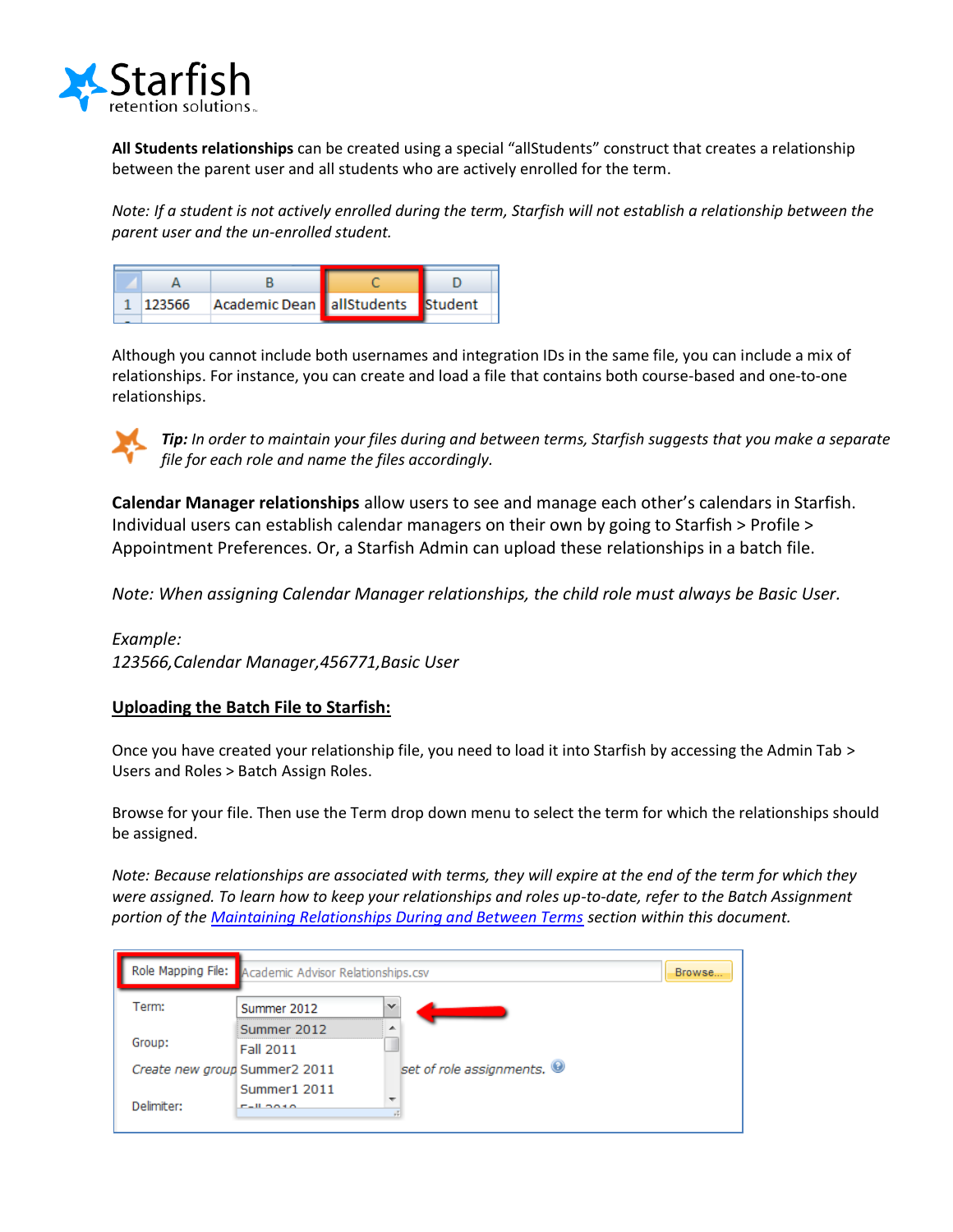**All Students relationships** can be created using a special "allStudents" construct that creates a relationship between the parent user and all students who are actively enrolled for the term.

*Note: If a student is not actively enrolled during the term, Starfish will not establish a relationship between the parent user and the un-enrolled student.*

|   | A | B | C | D |
|---|---|---|---|---|
| 1 | 123566 | Academic Dean | allStudents | Student |

Although you cannot include both usernames and integration IDs in the same file, you can include a mix of relationships. For instance, you can create and load a file that contains both course-based and one-to-one relationships.

***Tip:*** *In order to maintain your files during and between terms, Starfish suggests that you make a separate file for each role and name the files accordingly.*

**Calendar Manager relationships** allow users to see and manage each other's calendars in Starfish. Individual users can establish calendar managers on their own by going to Starfish > Profile > Appointment Preferences. Or, a Starfish Admin can upload these relationships in a batch file.

*Note: When assigning Calendar Manager relationships, the child role must always be Basic User.*

*Example:*
*123566,Calendar Manager,456771,Basic User*

## Uploading the Batch File to Starfish:

Once you have created your relationship file, you need to load it into Starfish by accessing the Admin Tab > Users and Roles > Batch Assign Roles.

Browse for your file. Then use the Term drop down menu to select the term for which the relationships should be assigned.

*Note: Because relationships are associated with terms, they will expire at the end of the term for which they were assigned. To learn how to keep your relationships and roles up-to-date, refer to the Batch Assignment portion of the [Maintaining Relationships During and Between Terms] section within this document.*

| Role Mapping File: | Academic Advisor Relationships.csv | Browse... |
|---|---|---|
| Term: | Summer 2012 | |
| Group: | Summer 2012 / Fall 2011 / Summer2 2011 / Summer1 2011 / Fall 2010 | |
| *Create new group* | | *set of role assignments.* |
| Delimiter: | | |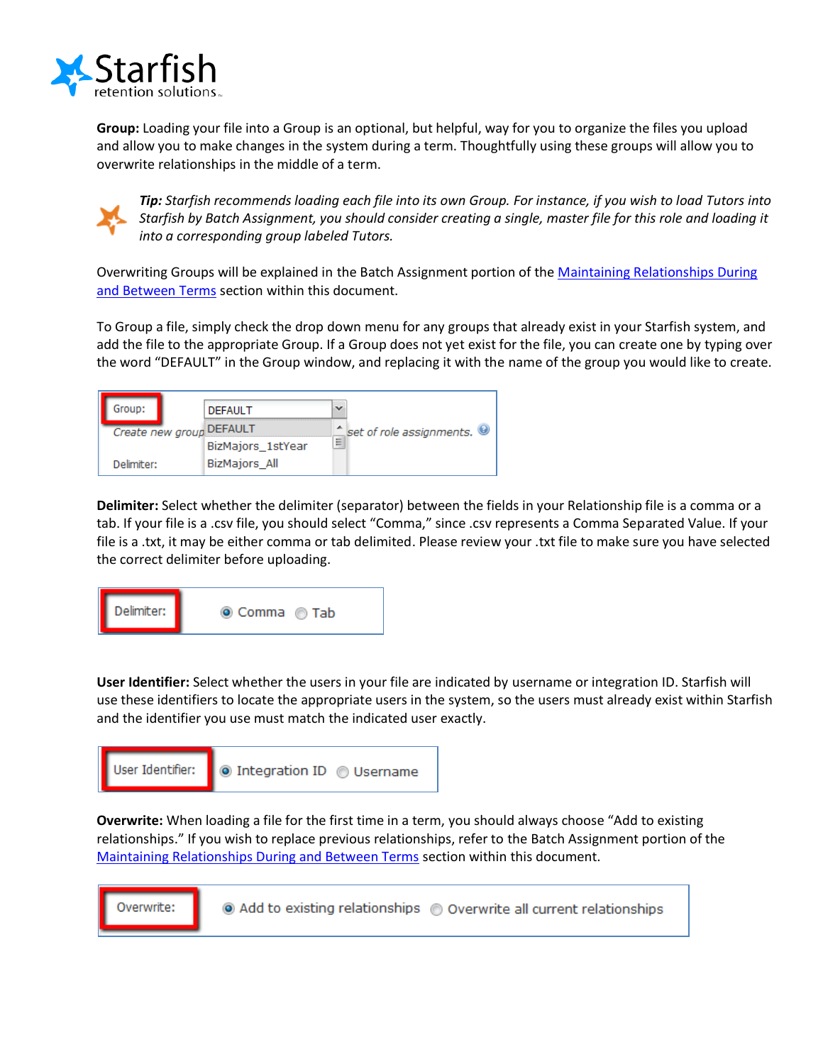**Group:** Loading your file into a Group is an optional, but helpful, way for you to organize the files you upload and allow you to make changes in the system during a term. Thoughtfully using these groups will allow you to overwrite relationships in the middle of a term.

*Tip: Starfish recommends loading each file into its own Group. For instance, if you wish to load Tutors into Starfish by Batch Assignment, you should consider creating a single, master file for this role and loading it into a corresponding group labeled Tutors.*

Overwriting Groups will be explained in the Batch Assignment portion of the Maintaining Relationships During and Between Terms section within this document.

To Group a file, simply check the drop down menu for any groups that already exist in your Starfish system, and add the file to the appropriate Group. If a Group does not yet exist for the file, you can create one by typing over the word "DEFAULT" in the Group window, and replacing it with the name of the group you would like to create.

**Delimiter:** Select whether the delimiter (separator) between the fields in your Relationship file is a comma or a tab. If your file is a .csv file, you should select "Comma," since .csv represents a Comma Separated Value. If your file is a .txt, it may be either comma or tab delimited. Please review your .txt file to make sure you have selected the correct delimiter before uploading.

**User Identifier:** Select whether the users in your file are indicated by username or integration ID. Starfish will use these identifiers to locate the appropriate users in the system, so the users must already exist within Starfish and the identifier you use must match the indicated user exactly.

**Overwrite:** When loading a file for the first time in a term, you should always choose "Add to existing relationships." If you wish to replace previous relationships, refer to the Batch Assignment portion of the Maintaining Relationships During and Between Terms section within this document.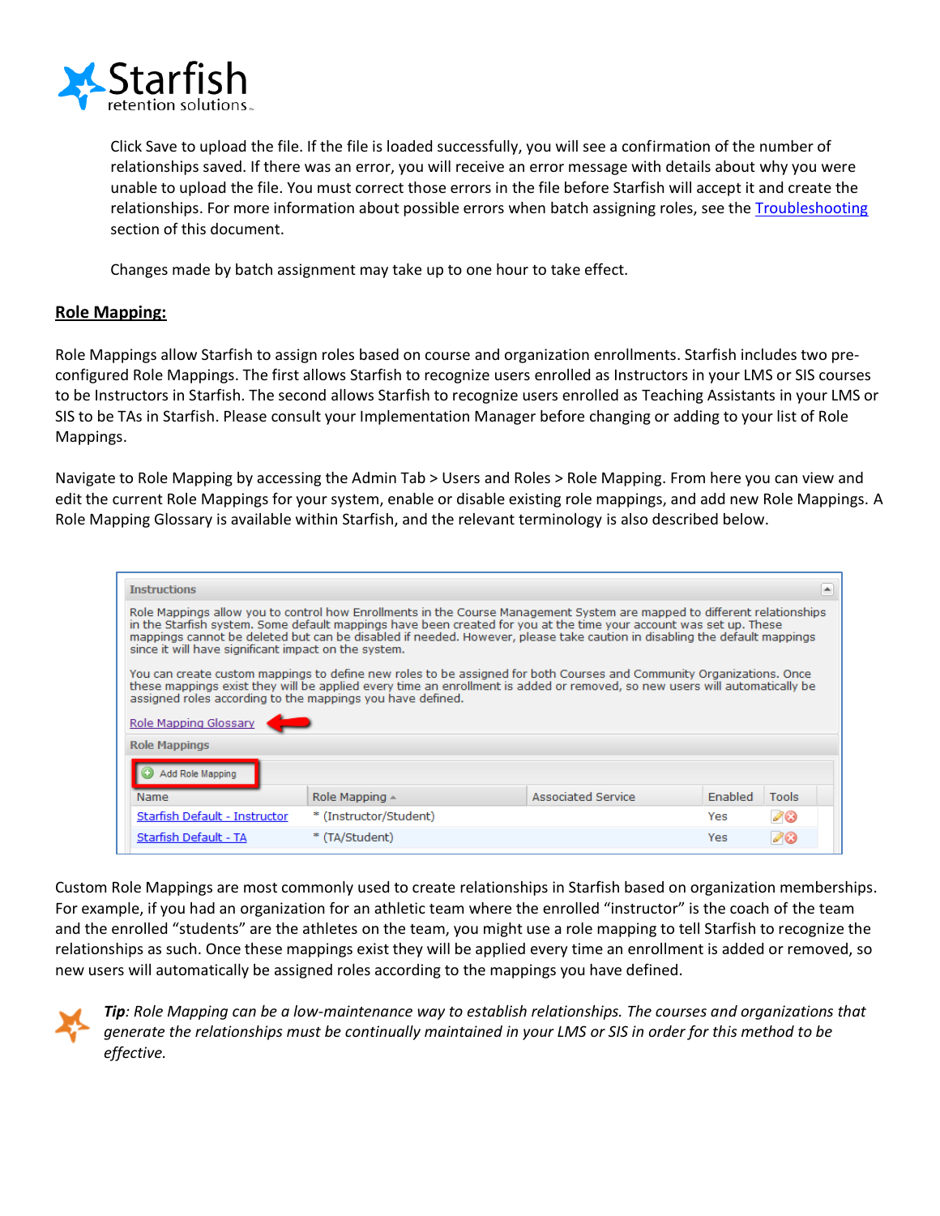Click Save to upload the file. If the file is loaded successfully, you will see a confirmation of the number of relationships saved. If there was an error, you will receive an error message with details about why you were unable to upload the file. You must correct those errors in the file before Starfish will accept it and create the relationships. For more information about possible errors when batch assigning roles, see the Troubleshooting section of this document.

Changes made by batch assignment may take up to one hour to take effect.

## Role Mapping:

Role Mappings allow Starfish to assign roles based on course and organization enrollments. Starfish includes two pre-configured Role Mappings. The first allows Starfish to recognize users enrolled as Instructors in your LMS or SIS courses to be Instructors in Starfish. The second allows Starfish to recognize users enrolled as Teaching Assistants in your LMS or SIS to be TAs in Starfish. Please consult your Implementation Manager before changing or adding to your list of Role Mappings.

Navigate to Role Mapping by accessing the Admin Tab > Users and Roles > Role Mapping. From here you can view and edit the current Role Mappings for your system, enable or disable existing role mappings, and add new Role Mappings. A Role Mapping Glossary is available within Starfish, and the relevant terminology is also described below.

**Instructions**

Role Mappings allow you to control how Enrollments in the Course Management System are mapped to different relationships in the Starfish system. Some default mappings have been created for you at the time your account was set up. These mappings cannot be deleted but can be disabled if needed. However, please take caution in disabling the default mappings since it will have significant impact on the system.

You can create custom mappings to define new roles to be assigned for both Courses and Community Organizations. Once these mappings exist they will be applied every time an enrollment is added or removed, so new users will automatically be assigned roles according to the mappings you have defined.

Role Mapping Glossary

**Role Mappings**

Add Role Mapping

| Name | Role Mapping | Associated Service | Enabled | Tools |
|---|---|---|---|---|
| Starfish Default - Instructor | * (Instructor/Student) | | Yes | |
| Starfish Default - TA | * (TA/Student) | | Yes | |

Custom Role Mappings are most commonly used to create relationships in Starfish based on organization memberships. For example, if you had an organization for an athletic team where the enrolled “instructor” is the coach of the team and the enrolled “students” are the athletes on the team, you might use a role mapping to tell Starfish to recognize the relationships as such. Once these mappings exist they will be applied every time an enrollment is added or removed, so new users will automatically be assigned roles according to the mappings you have defined.

***Tip****: Role Mapping can be a low-maintenance way to establish relationships. The courses and organizations that generate the relationships must be continually maintained in your LMS or SIS in order for this method to be effective.*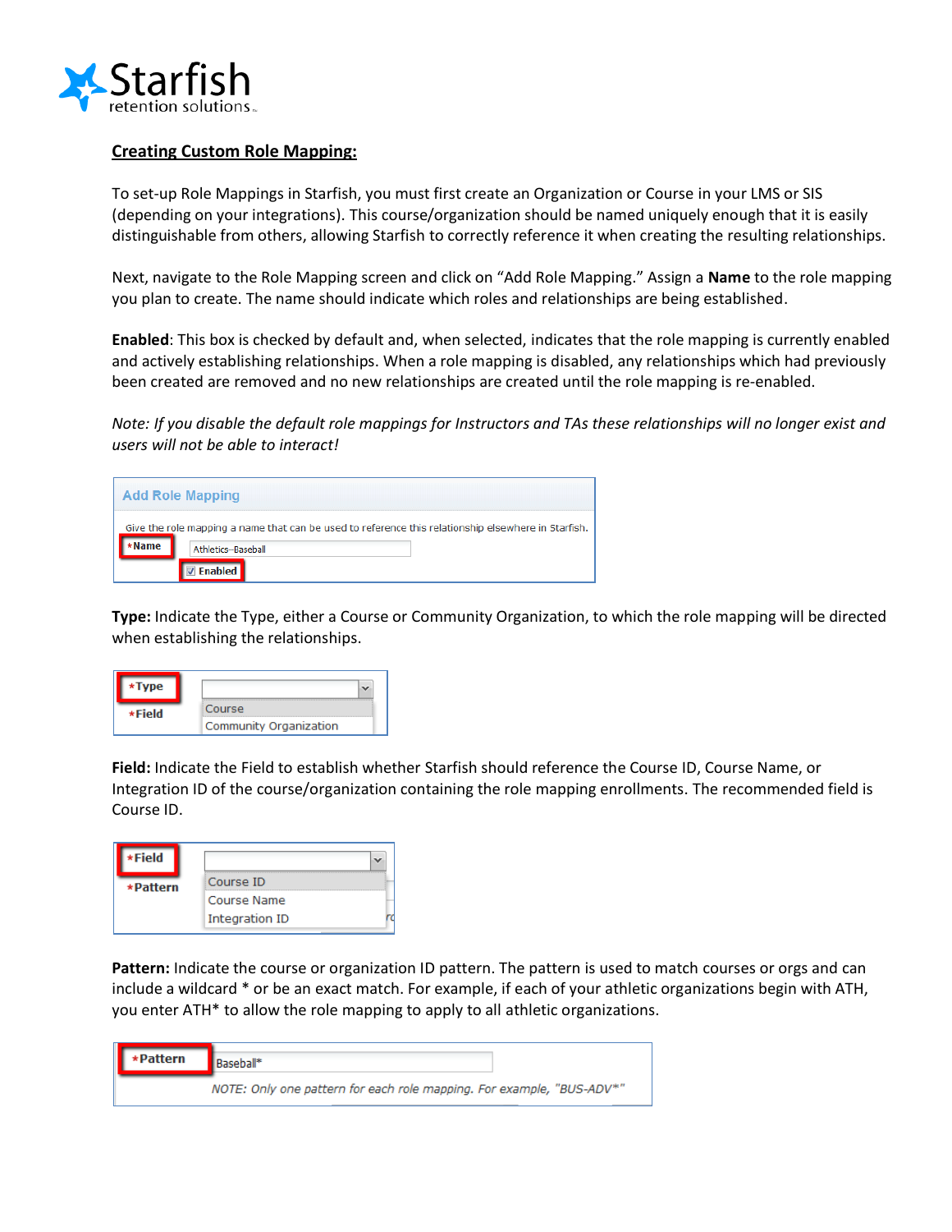**Creating Custom Role Mapping:**

To set-up Role Mappings in Starfish, you must first create an Organization or Course in your LMS or SIS (depending on your integrations). This course/organization should be named uniquely enough that it is easily distinguishable from others, allowing Starfish to correctly reference it when creating the resulting relationships.

Next, navigate to the Role Mapping screen and click on "Add Role Mapping." Assign a **Name** to the role mapping you plan to create. The name should indicate which roles and relationships are being established.

**Enabled**: This box is checked by default and, when selected, indicates that the role mapping is currently enabled and actively establishing relationships. When a role mapping is disabled, any relationships which had previously been created are removed and no new relationships are created until the role mapping is re-enabled.

*Note: If you disable the default role mappings for Instructors and TAs these relationships will no longer exist and users will not be able to interact!*

**Type:** Indicate the Type, either a Course or Community Organization, to which the role mapping will be directed when establishing the relationships.

**Field:** Indicate the Field to establish whether Starfish should reference the Course ID, Course Name, or Integration ID of the course/organization containing the role mapping enrollments. The recommended field is Course ID.

**Pattern:** Indicate the course or organization ID pattern. The pattern is used to match courses or orgs and can include a wildcard * or be an exact match. For example, if each of your athletic organizations begin with ATH, you enter ATH* to allow the role mapping to apply to all athletic organizations.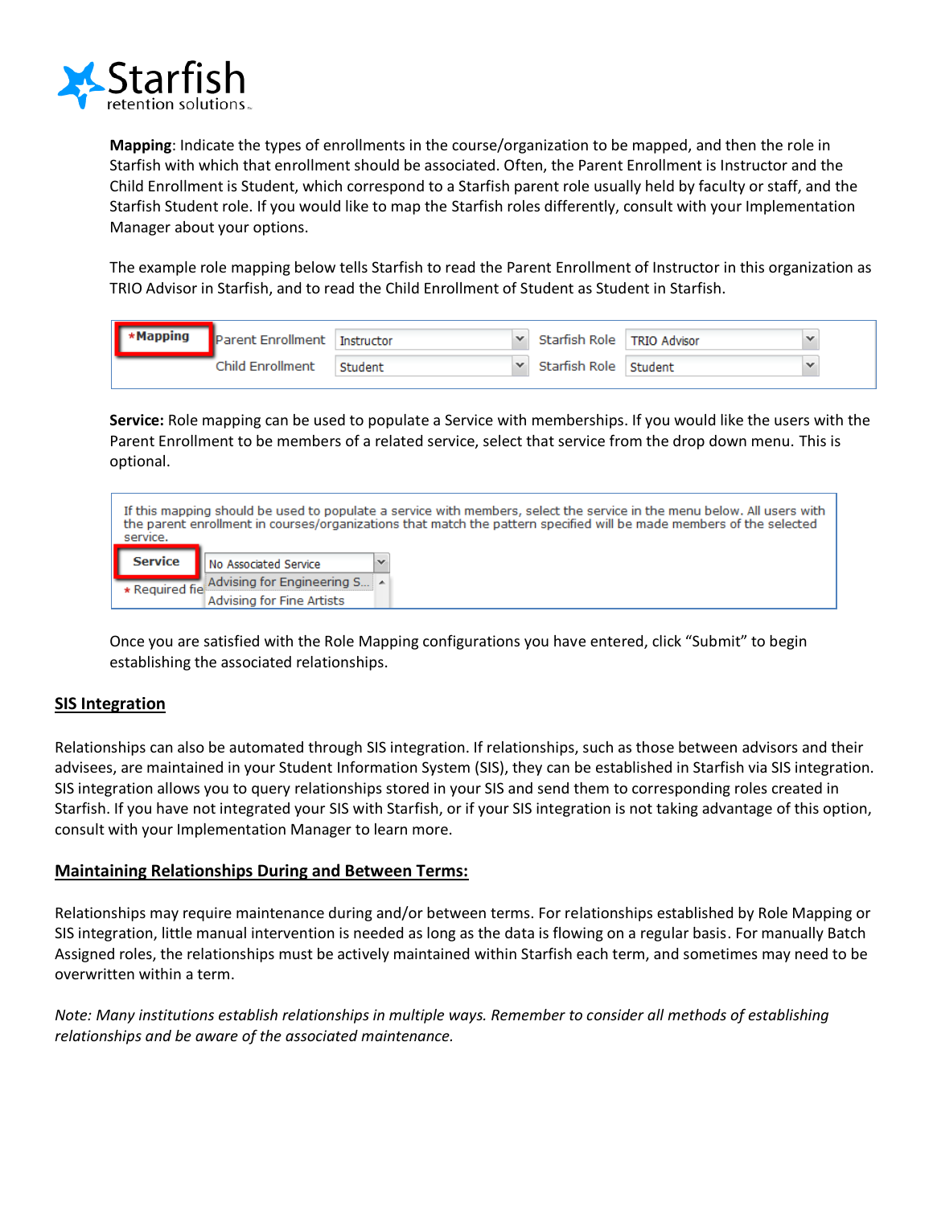**Mapping**: Indicate the types of enrollments in the course/organization to be mapped, and then the role in Starfish with which that enrollment should be associated. Often, the Parent Enrollment is Instructor and the Child Enrollment is Student, which correspond to a Starfish parent role usually held by faculty or staff, and the Starfish Student role. If you would like to map the Starfish roles differently, consult with your Implementation Manager about your options.

The example role mapping below tells Starfish to read the Parent Enrollment of Instructor in this organization as TRIO Advisor in Starfish, and to read the Child Enrollment of Student as Student in Starfish.

| *Mapping | Parent Enrollment | Instructor | Starfish Role | TRIO Advisor |
|---|---|---|---|---|
| | Child Enrollment | Student | Starfish Role | Student |

**Service:** Role mapping can be used to populate a Service with memberships. If you would like the users with the Parent Enrollment to be members of a related service, select that service from the drop down menu. This is optional.

If this mapping should be used to populate a service with members, select the service in the menu below. All users with the parent enrollment in courses/organizations that match the pattern specified will be made members of the selected service.

**Service** — No Associated Service / Advising for Engineering S... / Advising for Fine Artists

* Required fie

Once you are satisfied with the Role Mapping configurations you have entered, click "Submit" to begin establishing the associated relationships.

## SIS Integration

Relationships can also be automated through SIS integration. If relationships, such as those between advisors and their advisees, are maintained in your Student Information System (SIS), they can be established in Starfish via SIS integration. SIS integration allows you to query relationships stored in your SIS and send them to corresponding roles created in Starfish. If you have not integrated your SIS with Starfish, or if your SIS integration is not taking advantage of this option, consult with your Implementation Manager to learn more.

## Maintaining Relationships During and Between Terms:

Relationships may require maintenance during and/or between terms. For relationships established by Role Mapping or SIS integration, little manual intervention is needed as long as the data is flowing on a regular basis. For manually Batch Assigned roles, the relationships must be actively maintained within Starfish each term, and sometimes may need to be overwritten within a term.

*Note: Many institutions establish relationships in multiple ways. Remember to consider all methods of establishing relationships and be aware of the associated maintenance.*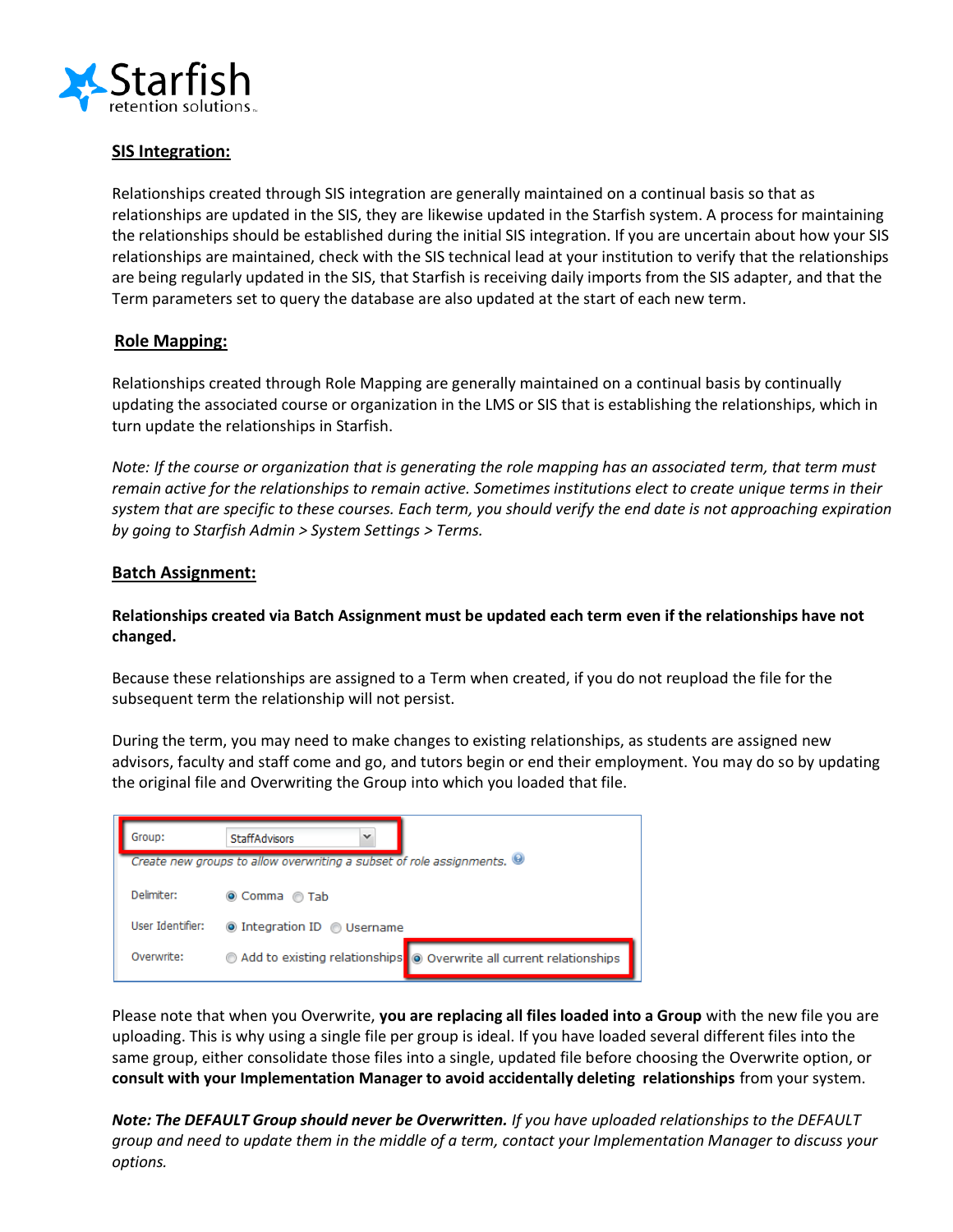## SIS Integration:

Relationships created through SIS integration are generally maintained on a continual basis so that as relationships are updated in the SIS, they are likewise updated in the Starfish system. A process for maintaining the relationships should be established during the initial SIS integration. If you are uncertain about how your SIS relationships are maintained, check with the SIS technical lead at your institution to verify that the relationships are being regularly updated in the SIS, that Starfish is receiving daily imports from the SIS adapter, and that the Term parameters set to query the database are also updated at the start of each new term.

## Role Mapping:

Relationships created through Role Mapping are generally maintained on a continual basis by continually updating the associated course or organization in the LMS or SIS that is establishing the relationships, which in turn update the relationships in Starfish.

*Note: If the course or organization that is generating the role mapping has an associated term, that term must remain active for the relationships to remain active. Sometimes institutions elect to create unique terms in their system that are specific to these courses. Each term, you should verify the end date is not approaching expiration by going to Starfish Admin > System Settings > Terms.*

## Batch Assignment:

**Relationships created via Batch Assignment must be updated each term even if the relationships have not changed.**

Because these relationships are assigned to a Term when created, if you do not reupload the file for the subsequent term the relationship will not persist.

During the term, you may need to make changes to existing relationships, as students are assigned new advisors, faculty and staff come and go, and tutors begin or end their employment. You may do so by updating the original file and Overwriting the Group into which you loaded that file.

Group: StaffAdvisors
Create new groups to allow overwriting a subset of role assignments.
Delimiter: (•) Comma ( ) Tab
User Identifier: (•) Integration ID ( ) Username
Overwrite: ( ) Add to existing relationships (•) Overwrite all current relationships

Please note that when you Overwrite, **you are replacing all files loaded into a Group** with the new file you are uploading. This is why using a single file per group is ideal. If you have loaded several different files into the same group, either consolidate those files into a single, updated file before choosing the Overwrite option, or **consult with your Implementation Manager to avoid accidentally deleting relationships** from your system.

***Note: The DEFAULT Group should never be Overwritten.*** *If you have uploaded relationships to the DEFAULT group and need to update them in the middle of a term, contact your Implementation Manager to discuss your options.*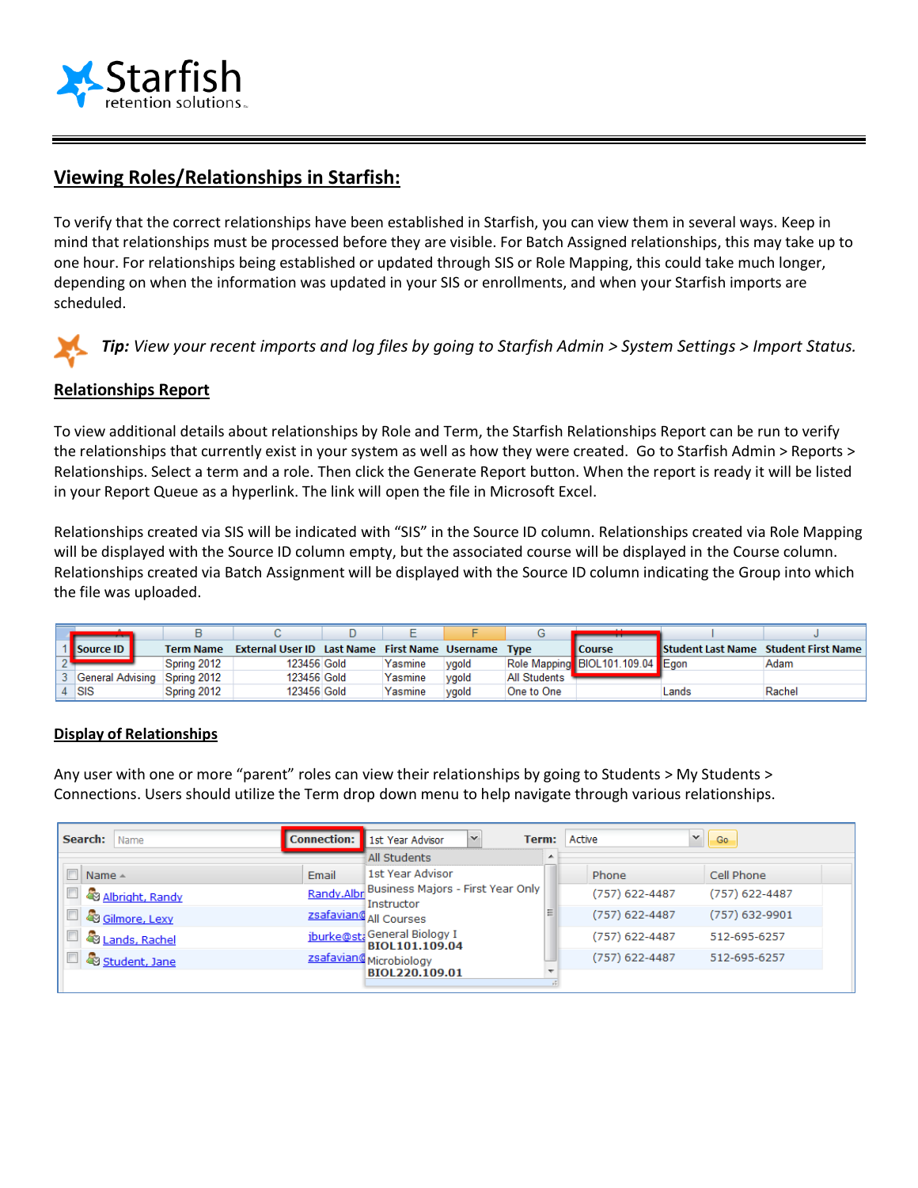## Viewing Roles/Relationships in Starfish:

To verify that the correct relationships have been established in Starfish, you can view them in several ways. Keep in mind that relationships must be processed before they are visible. For Batch Assigned relationships, this may take up to one hour. For relationships being established or updated through SIS or Role Mapping, this could take much longer, depending on when the information was updated in your SIS or enrollments, and when your Starfish imports are scheduled.

***Tip:*** *View your recent imports and log files by going to Starfish Admin > System Settings > Import Status.*

### Relationships Report

To view additional details about relationships by Role and Term, the Starfish Relationships Report can be run to verify the relationships that currently exist in your system as well as how they were created. Go to Starfish Admin > Reports > Relationships. Select a term and a role. Then click the Generate Report button. When the report is ready it will be listed in your Report Queue as a hyperlink. The link will open the file in Microsoft Excel.

Relationships created via SIS will be indicated with "SIS" in the Source ID column. Relationships created via Role Mapping will be displayed with the Source ID column empty, but the associated course will be displayed in the Course column. Relationships created via Batch Assignment will be displayed with the Source ID column indicating the Group into which the file was uploaded.

| Source ID | Term Name | External User ID | Last Name | First Name | Username | Type | Course | Student Last Name | Student First Name |
|---|---|---|---|---|---|---|---|---|---|
| | Spring 2012 | 123456 | Gold | Yasmine | ygold | Role Mapping | BIOL101.109.04 | Egon | Adam |
| General Advising | Spring 2012 | 123456 | Gold | Yasmine | ygold | All Students | | | |
| SIS | Spring 2012 | 123456 | Gold | Yasmine | ygold | One to One | | Lands | Rachel |

### Display of Relationships

Any user with one or more "parent" roles can view their relationships by going to Students > My Students > Connections. Users should utilize the Term drop down menu to help navigate through various relationships.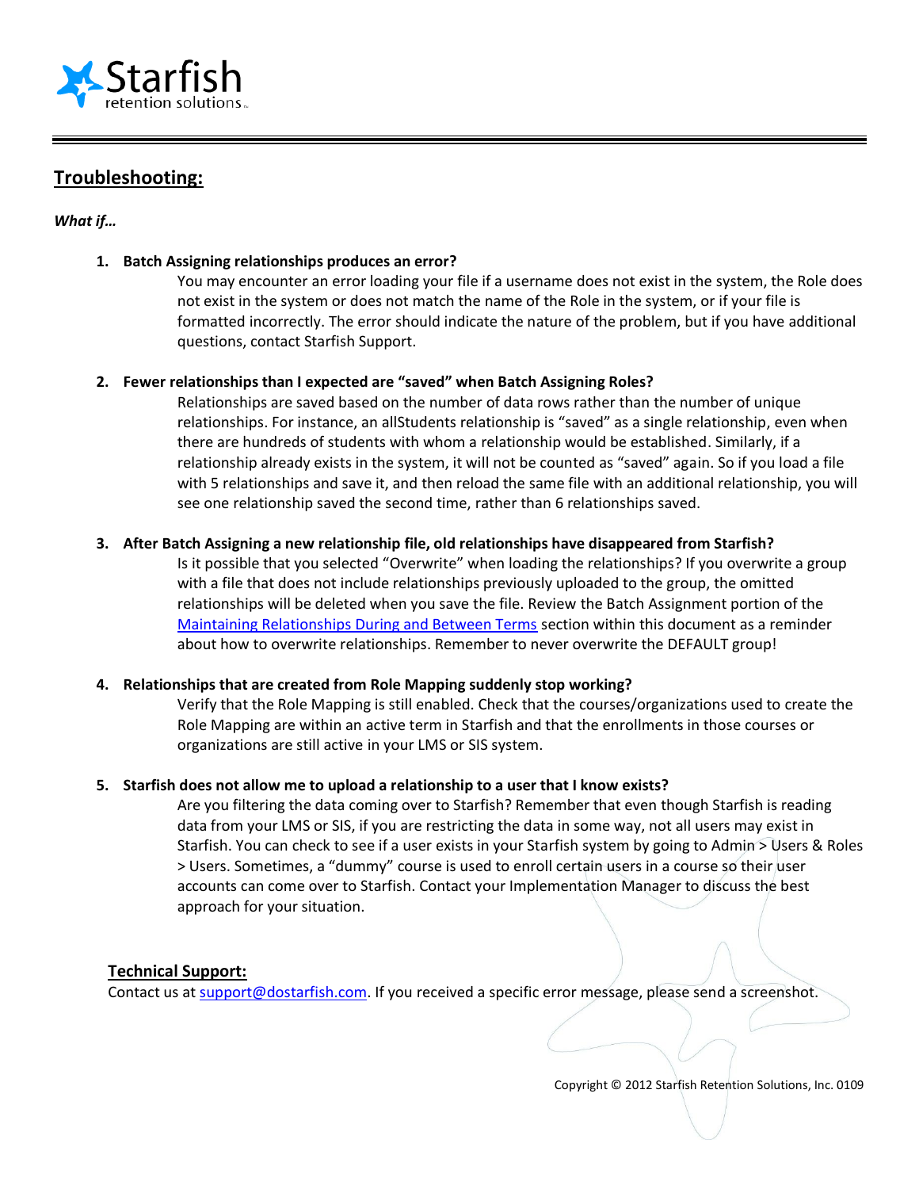## Troubleshooting:

***What if…***

1. **Batch Assigning relationships produces an error?**

   You may encounter an error loading your file if a username does not exist in the system, the Role does not exist in the system or does not match the name of the Role in the system, or if your file is formatted incorrectly. The error should indicate the nature of the problem, but if you have additional questions, contact Starfish Support.

2. **Fewer relationships than I expected are "saved" when Batch Assigning Roles?**

   Relationships are saved based on the number of data rows rather than the number of unique relationships. For instance, an allStudents relationship is "saved" as a single relationship, even when there are hundreds of students with whom a relationship would be established. Similarly, if a relationship already exists in the system, it will not be counted as "saved" again. So if you load a file with 5 relationships and save it, and then reload the same file with an additional relationship, you will see one relationship saved the second time, rather than 6 relationships saved.

3. **After Batch Assigning a new relationship file, old relationships have disappeared from Starfish?**

   Is it possible that you selected "Overwrite" when loading the relationships? If you overwrite a group with a file that does not include relationships previously uploaded to the group, the omitted relationships will be deleted when you save the file. Review the Batch Assignment portion of the Maintaining Relationships During and Between Terms section within this document as a reminder about how to overwrite relationships. Remember to never overwrite the DEFAULT group!

4. **Relationships that are created from Role Mapping suddenly stop working?**

   Verify that the Role Mapping is still enabled. Check that the courses/organizations used to create the Role Mapping are within an active term in Starfish and that the enrollments in those courses or organizations are still active in your LMS or SIS system.

5. **Starfish does not allow me to upload a relationship to a user that I know exists?**

   Are you filtering the data coming over to Starfish? Remember that even though Starfish is reading data from your LMS or SIS, if you are restricting the data in some way, not all users may exist in Starfish. You can check to see if a user exists in your Starfish system by going to Admin > Users & Roles > Users. Sometimes, a "dummy" course is used to enroll certain users in a course so their user accounts can come over to Starfish. Contact your Implementation Manager to discuss the best approach for your situation.

### Technical Support:

Contact us at support@dostarfish.com. If you received a specific error message, please send a screenshot.

Copyright © 2012 Starfish Retention Solutions, Inc. 0109